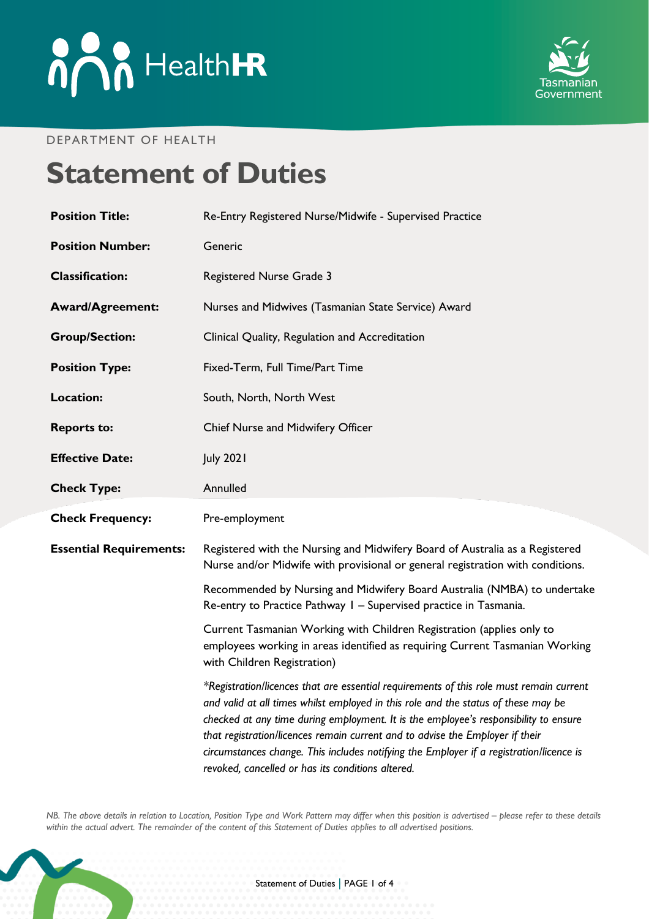DEPARTMENT OF HEALTH

# Statement of Duties

| | |
|---|---|
| **Position Title:** | Re-Entry Registered Nurse/Midwife - Supervised Practice |
| **Position Number:** | Generic |
| **Classification:** | Registered Nurse Grade 3 |
| **Award/Agreement:** | Nurses and Midwives (Tasmanian State Service) Award |
| **Group/Section:** | Clinical Quality, Regulation and Accreditation |
| **Position Type:** | Fixed-Term, Full Time/Part Time |
| **Location:** | South, North, North West |
| **Reports to:** | Chief Nurse and Midwifery Officer |
| **Effective Date:** | July 2021 |
| **Check Type:** | Annulled |
| **Check Frequency:** | Pre-employment |
| **Essential Requirements:** | Registered with the Nursing and Midwifery Board of Australia as a Registered Nurse and/or Midwife with provisional or general registration with conditions.<br><br>Recommended by Nursing and Midwifery Board Australia (NMBA) to undertake Re-entry to Practice Pathway 1 – Supervised practice in Tasmania.<br><br>Current Tasmanian Working with Children Registration (applies only to employees working in areas identified as requiring Current Tasmanian Working with Children Registration)<br><br>*\*Registration/licences that are essential requirements of this role must remain current and valid at all times whilst employed in this role and the status of these may be checked at any time during employment. It is the employee's responsibility to ensure that registration/licences remain current and to advise the Employer if their circumstances change. This includes notifying the Employer if a registration/licence is revoked, cancelled or has its conditions altered.* |

*NB. The above details in relation to Location, Position Type and Work Pattern may differ when this position is advertised – please refer to these details within the actual advert. The remainder of the content of this Statement of Duties applies to all advertised positions.*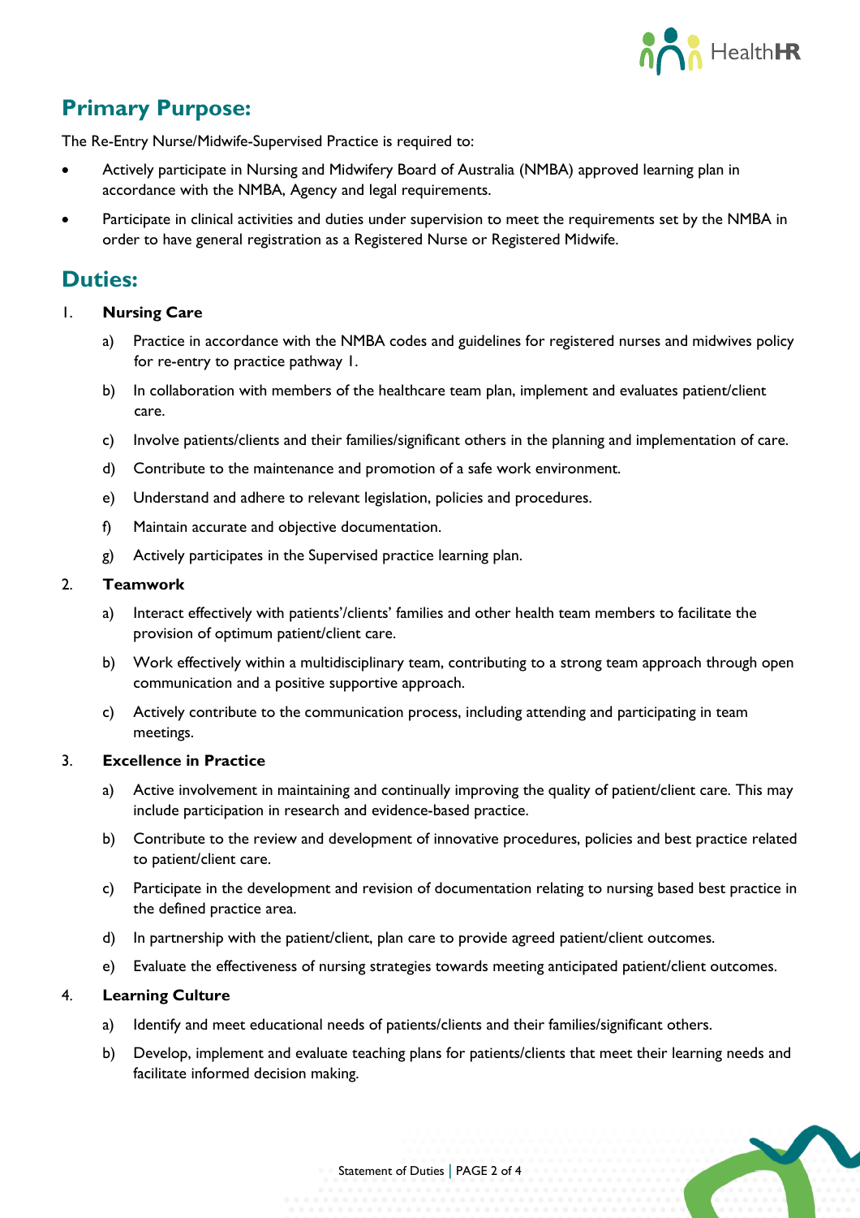## Primary Purpose:

The Re-Entry Nurse/Midwife-Supervised Practice is required to:

- Actively participate in Nursing and Midwifery Board of Australia (NMBA) approved learning plan in accordance with the NMBA, Agency and legal requirements.
- Participate in clinical activities and duties under supervision to meet the requirements set by the NMBA in order to have general registration as a Registered Nurse or Registered Midwife.

## Duties:

1. **Nursing Care**
    a) Practice in accordance with the NMBA codes and guidelines for registered nurses and midwives policy for re-entry to practice pathway 1.
    b) In collaboration with members of the healthcare team plan, implement and evaluates patient/client care.
    c) Involve patients/clients and their families/significant others in the planning and implementation of care.
    d) Contribute to the maintenance and promotion of a safe work environment.
    e) Understand and adhere to relevant legislation, policies and procedures.
    f) Maintain accurate and objective documentation.
    g) Actively participates in the Supervised practice learning plan.

2. **Teamwork**
    a) Interact effectively with patients'/clients' families and other health team members to facilitate the provision of optimum patient/client care.
    b) Work effectively within a multidisciplinary team, contributing to a strong team approach through open communication and a positive supportive approach.
    c) Actively contribute to the communication process, including attending and participating in team meetings.

3. **Excellence in Practice**
    a) Active involvement in maintaining and continually improving the quality of patient/client care. This may include participation in research and evidence-based practice.
    b) Contribute to the review and development of innovative procedures, policies and best practice related to patient/client care.
    c) Participate in the development and revision of documentation relating to nursing based best practice in the defined practice area.
    d) In partnership with the patient/client, plan care to provide agreed patient/client outcomes.
    e) Evaluate the effectiveness of nursing strategies towards meeting anticipated patient/client outcomes.

4. **Learning Culture**
    a) Identify and meet educational needs of patients/clients and their families/significant others.
    b) Develop, implement and evaluate teaching plans for patients/clients that meet their learning needs and facilitate informed decision making.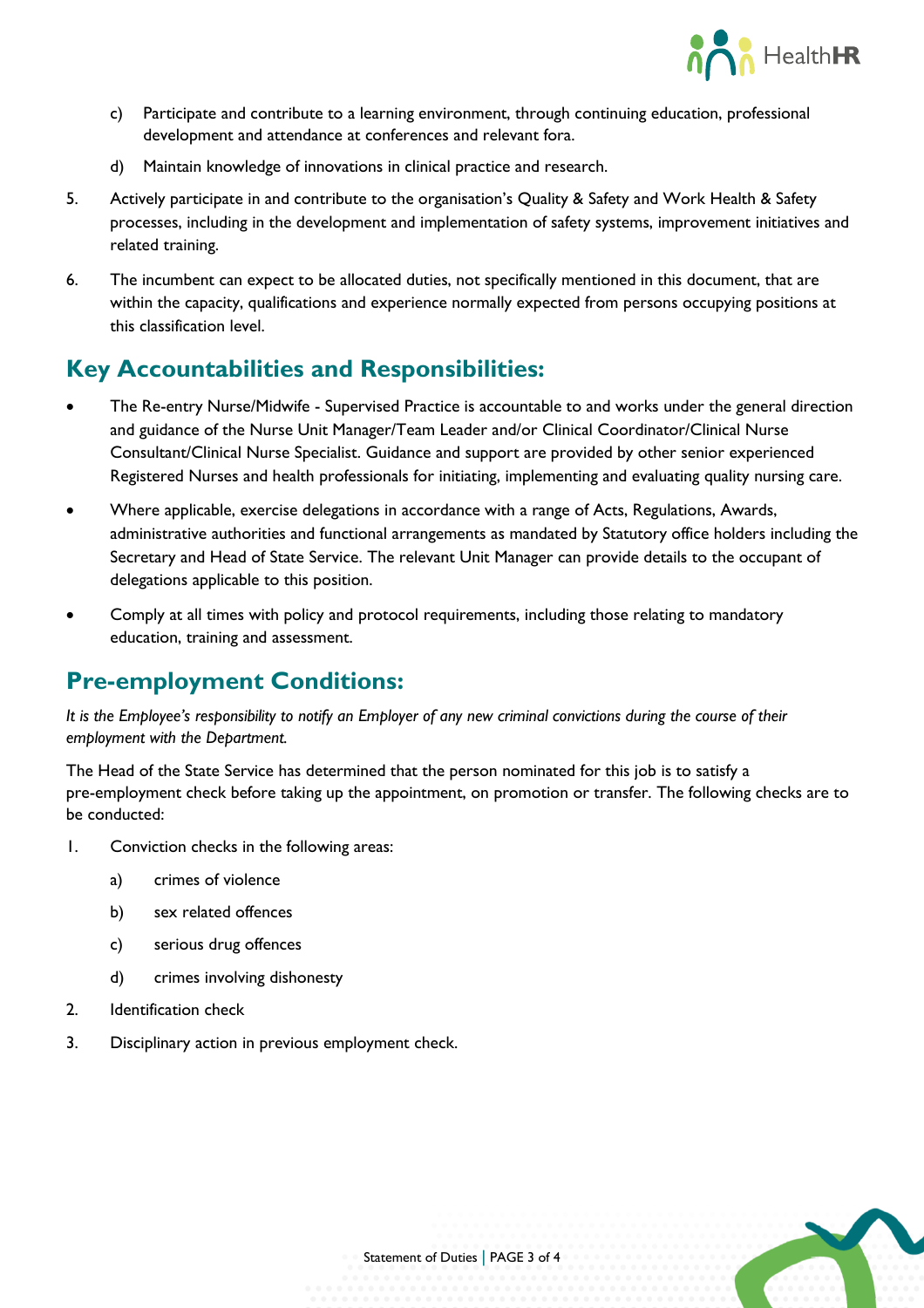c) Participate and contribute to a learning environment, through continuing education, professional development and attendance at conferences and relevant fora.

d) Maintain knowledge of innovations in clinical practice and research.

5. Actively participate in and contribute to the organisation's Quality & Safety and Work Health & Safety processes, including in the development and implementation of safety systems, improvement initiatives and related training.

6. The incumbent can expect to be allocated duties, not specifically mentioned in this document, that are within the capacity, qualifications and experience normally expected from persons occupying positions at this classification level.

## Key Accountabilities and Responsibilities:

- The Re-entry Nurse/Midwife - Supervised Practice is accountable to and works under the general direction and guidance of the Nurse Unit Manager/Team Leader and/or Clinical Coordinator/Clinical Nurse Consultant/Clinical Nurse Specialist. Guidance and support are provided by other senior experienced Registered Nurses and health professionals for initiating, implementing and evaluating quality nursing care.
- Where applicable, exercise delegations in accordance with a range of Acts, Regulations, Awards, administrative authorities and functional arrangements as mandated by Statutory office holders including the Secretary and Head of State Service. The relevant Unit Manager can provide details to the occupant of delegations applicable to this position.
- Comply at all times with policy and protocol requirements, including those relating to mandatory education, training and assessment.

## Pre-employment Conditions:

*It is the Employee's responsibility to notify an Employer of any new criminal convictions during the course of their employment with the Department.*

The Head of the State Service has determined that the person nominated for this job is to satisfy a pre-employment check before taking up the appointment, on promotion or transfer. The following checks are to be conducted:

1. Conviction checks in the following areas:
    a) crimes of violence
    b) sex related offences
    c) serious drug offences
    d) crimes involving dishonesty
2. Identification check
3. Disciplinary action in previous employment check.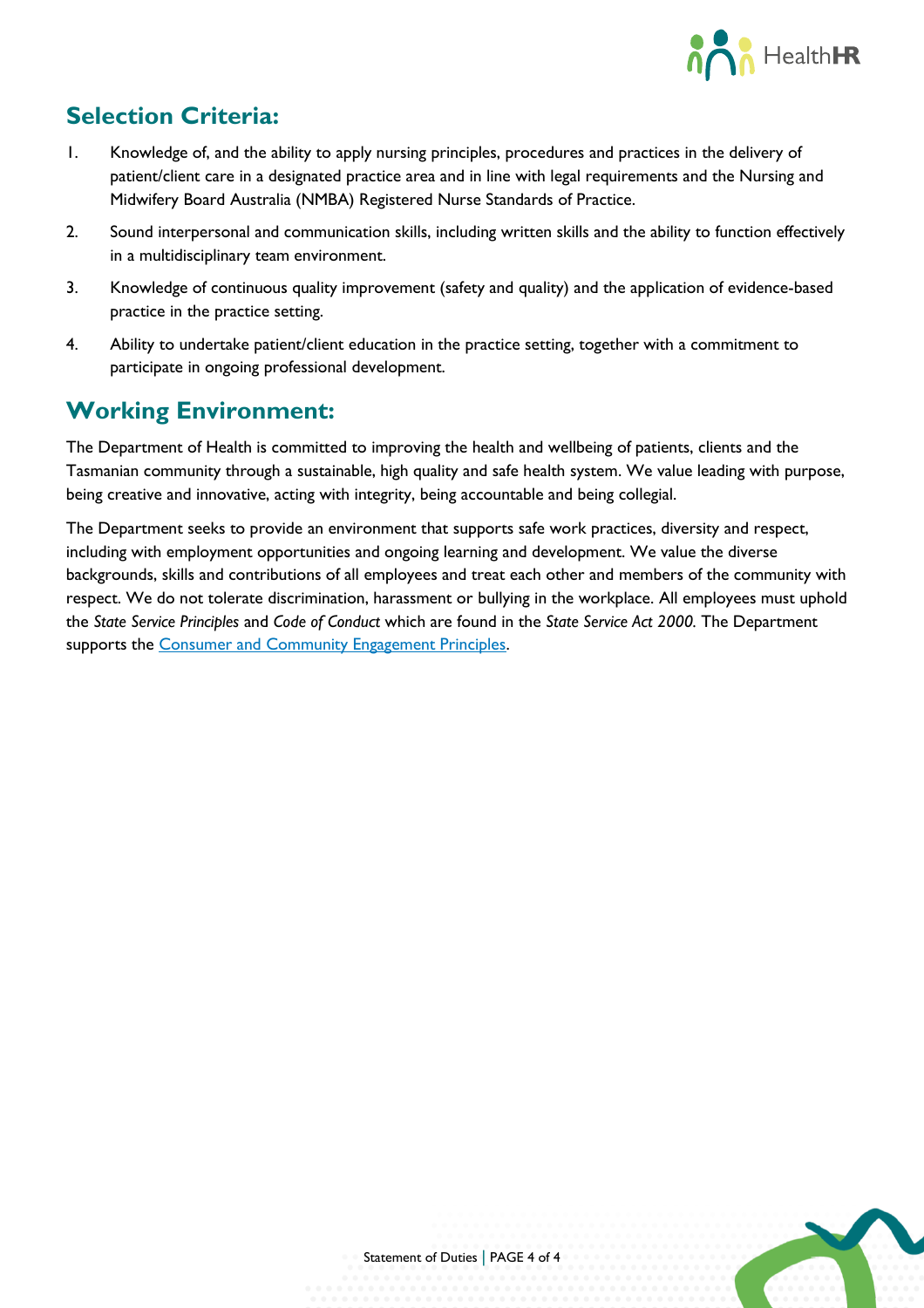## Selection Criteria:

1. Knowledge of, and the ability to apply nursing principles, procedures and practices in the delivery of patient/client care in a designated practice area and in line with legal requirements and the Nursing and Midwifery Board Australia (NMBA) Registered Nurse Standards of Practice.
2. Sound interpersonal and communication skills, including written skills and the ability to function effectively in a multidisciplinary team environment.
3. Knowledge of continuous quality improvement (safety and quality) and the application of evidence-based practice in the practice setting.
4. Ability to undertake patient/client education in the practice setting, together with a commitment to participate in ongoing professional development.

## Working Environment:

The Department of Health is committed to improving the health and wellbeing of patients, clients and the Tasmanian community through a sustainable, high quality and safe health system. We value leading with purpose, being creative and innovative, acting with integrity, being accountable and being collegial.

The Department seeks to provide an environment that supports safe work practices, diversity and respect, including with employment opportunities and ongoing learning and development. We value the diverse backgrounds, skills and contributions of all employees and treat each other and members of the community with respect. We do not tolerate discrimination, harassment or bullying in the workplace. All employees must uphold the *State Service Principles* and *Code of Conduct* which are found in the *State Service Act 2000*. The Department supports the Consumer and Community Engagement Principles.